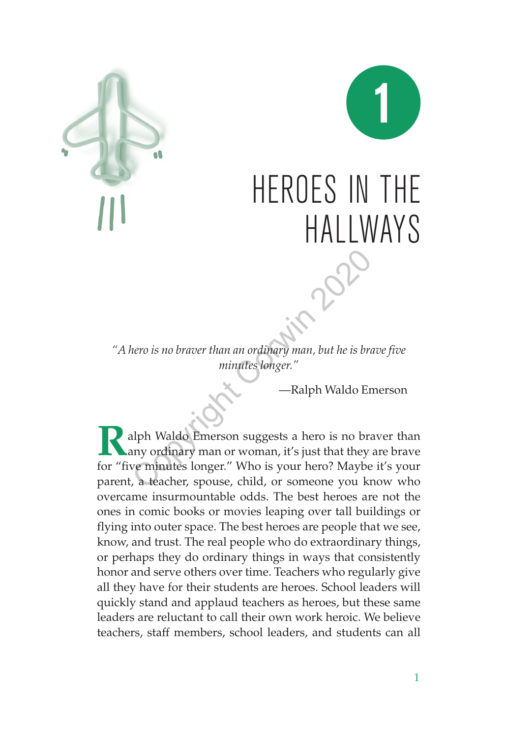# 1

# HEROES IN THE HALLWAYS

*"A hero is no braver than an ordinary man, but he is brave five minutes longer."*

—Ralph Waldo Emerson

Ralph Waldo Emerson suggests a hero is no braver than any ordinary man or woman, it's just that they are brave for "five minutes longer." Who is your hero? Maybe it's your parent, a teacher, spouse, child, or someone you know who overcame insurmountable odds. The best heroes are not the ones in comic books or movies leaping over tall buildings or flying into outer space. The best heroes are people that we see, know, and trust. The real people who do extraordinary things, or perhaps they do ordinary things in ways that consistently honor and serve others over time. Teachers who regularly give all they have for their students are heroes. School leaders will quickly stand and applaud teachers as heroes, but these same leaders are reluctant to call their own work heroic. We believe teachers, staff members, school leaders, and students can all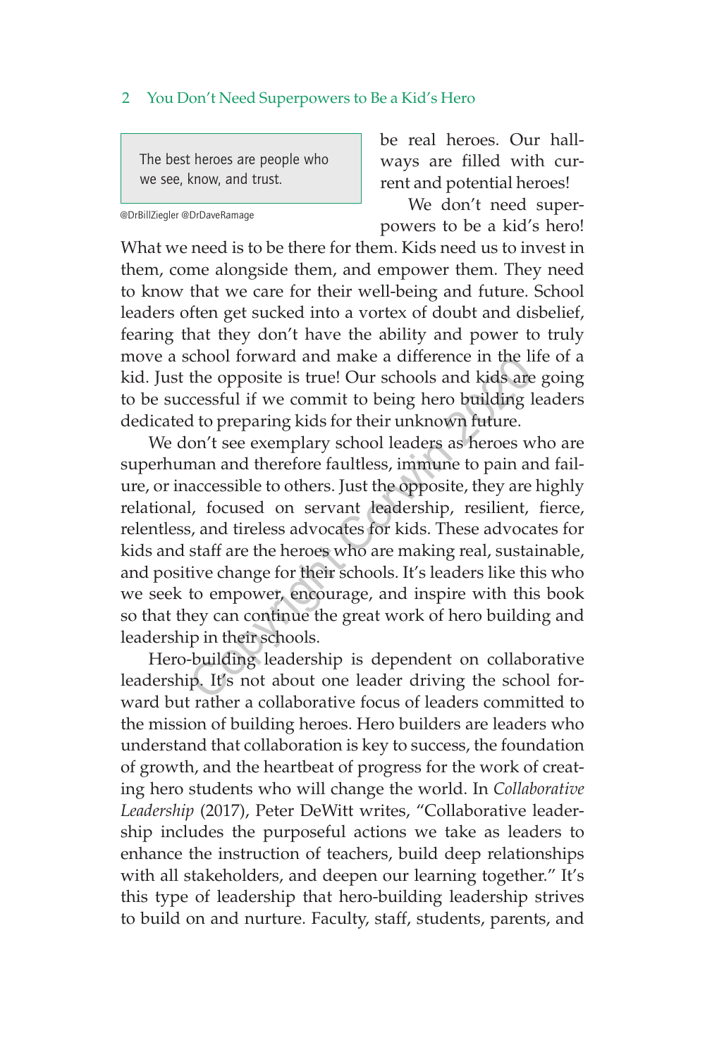> The best heroes are people who we see, know, and trust.
>
> @DrBillZiegler @DrDaveRamage

be real heroes. Our hallways are filled with current and potential heroes!

We don't need superpowers to be a kid's hero! What we need is to be there for them. Kids need us to invest in them, come alongside them, and empower them. They need to know that we care for their well-being and future. School leaders often get sucked into a vortex of doubt and disbelief, fearing that they don't have the ability and power to truly move a school forward and make a difference in the life of a kid. Just the opposite is true! Our schools and kids are going to be successful if we commit to being hero building leaders dedicated to preparing kids for their unknown future.

We don't see exemplary school leaders as heroes who are superhuman and therefore faultless, immune to pain and failure, or inaccessible to others. Just the opposite, they are highly relational, focused on servant leadership, resilient, fierce, relentless, and tireless advocates for kids. These advocates for kids and staff are the heroes who are making real, sustainable, and positive change for their schools. It's leaders like this who we seek to empower, encourage, and inspire with this book so that they can continue the great work of hero building and leadership in their schools.

Hero-building leadership is dependent on collaborative leadership. It's not about one leader driving the school forward but rather a collaborative focus of leaders committed to the mission of building heroes. Hero builders are leaders who understand that collaboration is key to success, the foundation of growth, and the heartbeat of progress for the work of creating hero students who will change the world. In *Collaborative Leadership* (2017), Peter DeWitt writes, "Collaborative leadership includes the purposeful actions we take as leaders to enhance the instruction of teachers, build deep relationships with all stakeholders, and deepen our learning together." It's this type of leadership that hero-building leadership strives to build on and nurture. Faculty, staff, students, parents, and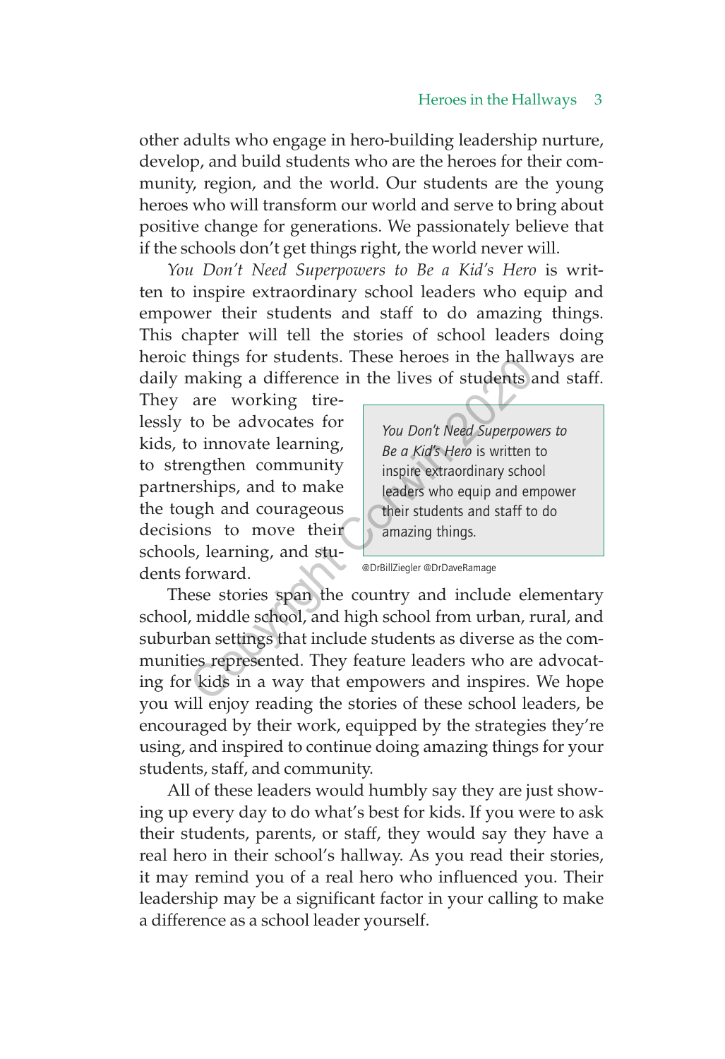other adults who engage in hero-building leadership nurture, develop, and build students who are the heroes for their community, region, and the world. Our students are the young heroes who will transform our world and serve to bring about positive change for generations. We passionately believe that if the schools don't get things right, the world never will.

*You Don't Need Superpowers to Be a Kid's Hero* is written to inspire extraordinary school leaders who equip and empower their students and staff to do amazing things. This chapter will tell the stories of school leaders doing heroic things for students. These heroes in the hallways are daily making a difference in the lives of students and staff. They are working tirelessly to be advocates for kids, to innovate learning, to strengthen community partnerships, and to make the tough and courageous decisions to move their schools, learning, and students forward.

> *You Don't Need Superpowers to Be a Kid's Hero* is written to inspire extraordinary school leaders who equip and empower their students and staff to do amazing things.
>
> @DrBillZiegler @DrDaveRamage

These stories span the country and include elementary school, middle school, and high school from urban, rural, and suburban settings that include students as diverse as the communities represented. They feature leaders who are advocating for kids in a way that empowers and inspires. We hope you will enjoy reading the stories of these school leaders, be encouraged by their work, equipped by the strategies they're using, and inspired to continue doing amazing things for your students, staff, and community.

All of these leaders would humbly say they are just showing up every day to do what's best for kids. If you were to ask their students, parents, or staff, they would say they have a real hero in their school's hallway. As you read their stories, it may remind you of a real hero who influenced you. Their leadership may be a significant factor in your calling to make a difference as a school leader yourself.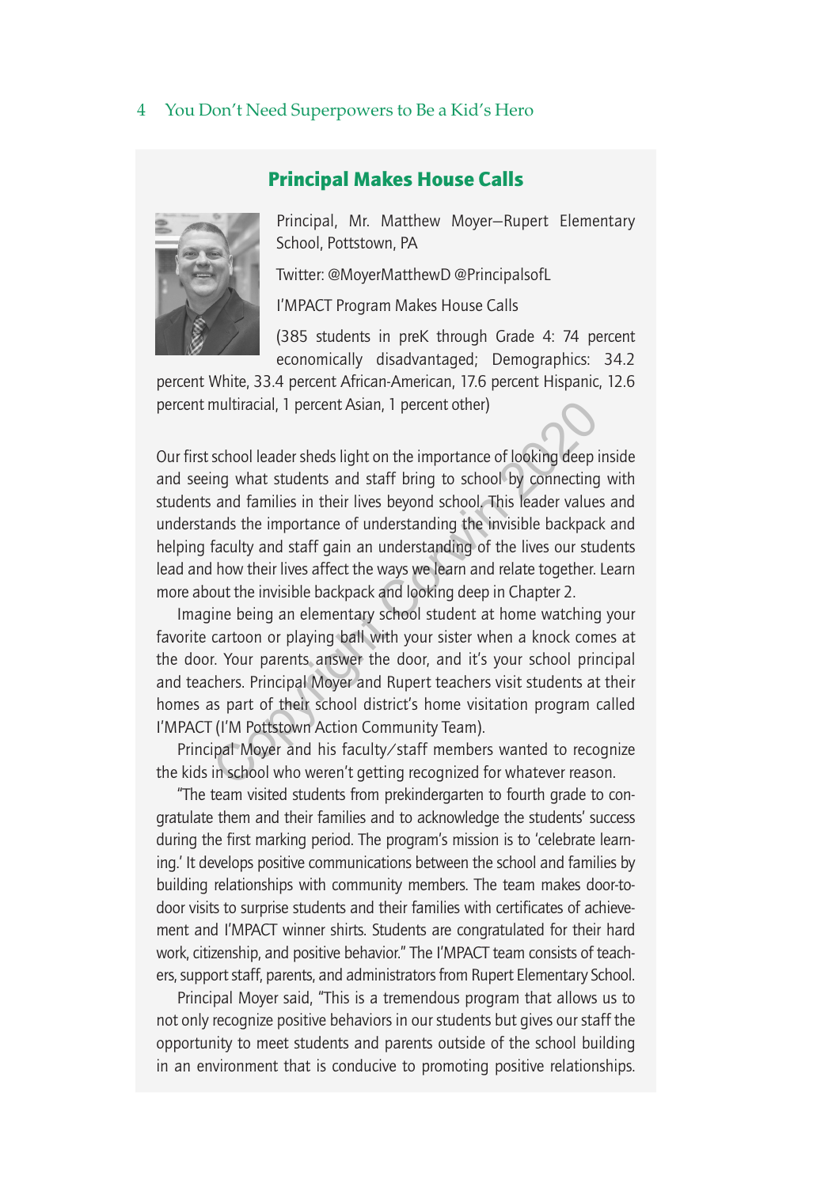## Principal Makes House Calls

Principal, Mr. Matthew Moyer—Rupert Elementary School, Pottstown, PA

Twitter: @MoyerMatthewD @PrincipalsofL

I'MPACT Program Makes House Calls

(385 students in preK through Grade 4: 74 percent economically disadvantaged; Demographics: 34.2 percent White, 33.4 percent African-American, 17.6 percent Hispanic, 12.6 percent multiracial, 1 percent Asian, 1 percent other)

Our first school leader sheds light on the importance of looking deep inside and seeing what students and staff bring to school by connecting with students and families in their lives beyond school. This leader values and understands the importance of understanding the invisible backpack and helping faculty and staff gain an understanding of the lives our students lead and how their lives affect the ways we learn and relate together. Learn more about the invisible backpack and looking deep in Chapter 2.

Imagine being an elementary school student at home watching your favorite cartoon or playing ball with your sister when a knock comes at the door. Your parents answer the door, and it's your school principal and teachers. Principal Moyer and Rupert teachers visit students at their homes as part of their school district's home visitation program called I'MPACT (I'M Pottstown Action Community Team).

Principal Moyer and his faculty/staff members wanted to recognize the kids in school who weren't getting recognized for whatever reason.

"The team visited students from prekindergarten to fourth grade to congratulate them and their families and to acknowledge the students' success during the first marking period. The program's mission is to 'celebrate learning.' It develops positive communications between the school and families by building relationships with community members. The team makes door-to-door visits to surprise students and their families with certificates of achievement and I'MPACT winner shirts. Students are congratulated for their hard work, citizenship, and positive behavior." The I'MPACT team consists of teachers, support staff, parents, and administrators from Rupert Elementary School.

Principal Moyer said, "This is a tremendous program that allows us to not only recognize positive behaviors in our students but gives our staff the opportunity to meet students and parents outside of the school building in an environment that is conducive to promoting positive relationships.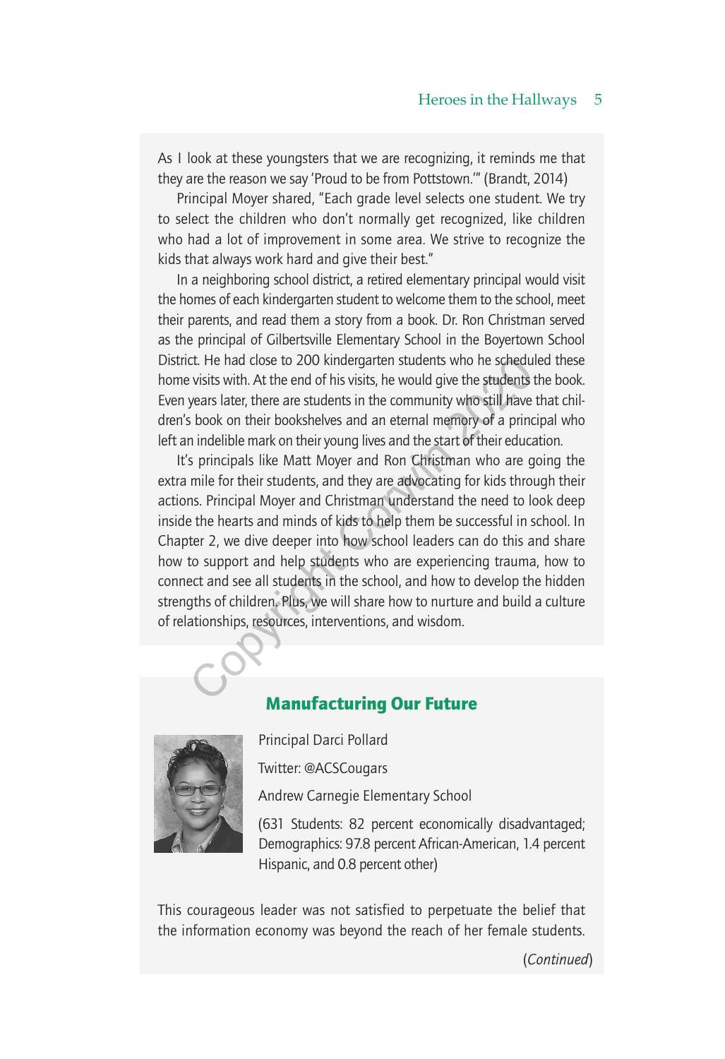As I look at these youngsters that we are recognizing, it reminds me that they are the reason we say 'Proud to be from Pottstown.'" (Brandt, 2014)

Principal Moyer shared, "Each grade level selects one student. We try to select the children who don't normally get recognized, like children who had a lot of improvement in some area. We strive to recognize the kids that always work hard and give their best."

In a neighboring school district, a retired elementary principal would visit the homes of each kindergarten student to welcome them to the school, meet their parents, and read them a story from a book. Dr. Ron Christman served as the principal of Gilbertsville Elementary School in the Boyertown School District. He had close to 200 kindergarten students who he scheduled these home visits with. At the end of his visits, he would give the students the book. Even years later, there are students in the community who still have that children's book on their bookshelves and an eternal memory of a principal who left an indelible mark on their young lives and the start of their education.

It's principals like Matt Moyer and Ron Christman who are going the extra mile for their students, and they are advocating for kids through their actions. Principal Moyer and Christman understand the need to look deep inside the hearts and minds of kids to help them be successful in school. In Chapter 2, we dive deeper into how school leaders can do this and share how to support and help students who are experiencing trauma, how to connect and see all students in the school, and how to develop the hidden strengths of children. Plus, we will share how to nurture and build a culture of relationships, resources, interventions, and wisdom.

## Manufacturing Our Future

Principal Darci Pollard

Twitter: @ACSCougars

Andrew Carnegie Elementary School

(631 Students: 82 percent economically disadvantaged; Demographics: 97.8 percent African-American, 1.4 percent Hispanic, and 0.8 percent other)

This courageous leader was not satisfied to perpetuate the belief that the information economy was beyond the reach of her female students.

(*Continued*)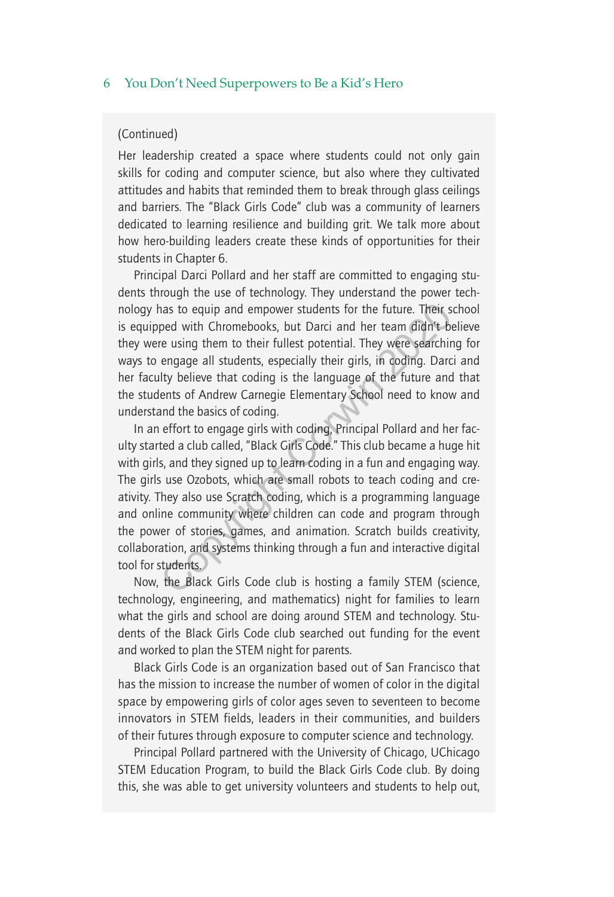(Continued)

Her leadership created a space where students could not only gain skills for coding and computer science, but also where they cultivated attitudes and habits that reminded them to break through glass ceilings and barriers. The "Black Girls Code" club was a community of learners dedicated to learning resilience and building grit. We talk more about how hero-building leaders create these kinds of opportunities for their students in Chapter 6.

Principal Darci Pollard and her staff are committed to engaging students through the use of technology. They understand the power technology has to equip and empower students for the future. Their school is equipped with Chromebooks, but Darci and her team didn't believe they were using them to their fullest potential. They were searching for ways to engage all students, especially their girls, in coding. Darci and her faculty believe that coding is the language of the future and that the students of Andrew Carnegie Elementary School need to know and understand the basics of coding.

In an effort to engage girls with coding, Principal Pollard and her faculty started a club called, "Black Girls Code." This club became a huge hit with girls, and they signed up to learn coding in a fun and engaging way. The girls use Ozobots, which are small robots to teach coding and creativity. They also use Scratch coding, which is a programming language and online community where children can code and program through the power of stories, games, and animation. Scratch builds creativity, collaboration, and systems thinking through a fun and interactive digital tool for students.

Now, the Black Girls Code club is hosting a family STEM (science, technology, engineering, and mathematics) night for families to learn what the girls and school are doing around STEM and technology. Students of the Black Girls Code club searched out funding for the event and worked to plan the STEM night for parents.

Black Girls Code is an organization based out of San Francisco that has the mission to increase the number of women of color in the digital space by empowering girls of color ages seven to seventeen to become innovators in STEM fields, leaders in their communities, and builders of their futures through exposure to computer science and technology.

Principal Pollard partnered with the University of Chicago, UChicago STEM Education Program, to build the Black Girls Code club. By doing this, she was able to get university volunteers and students to help out,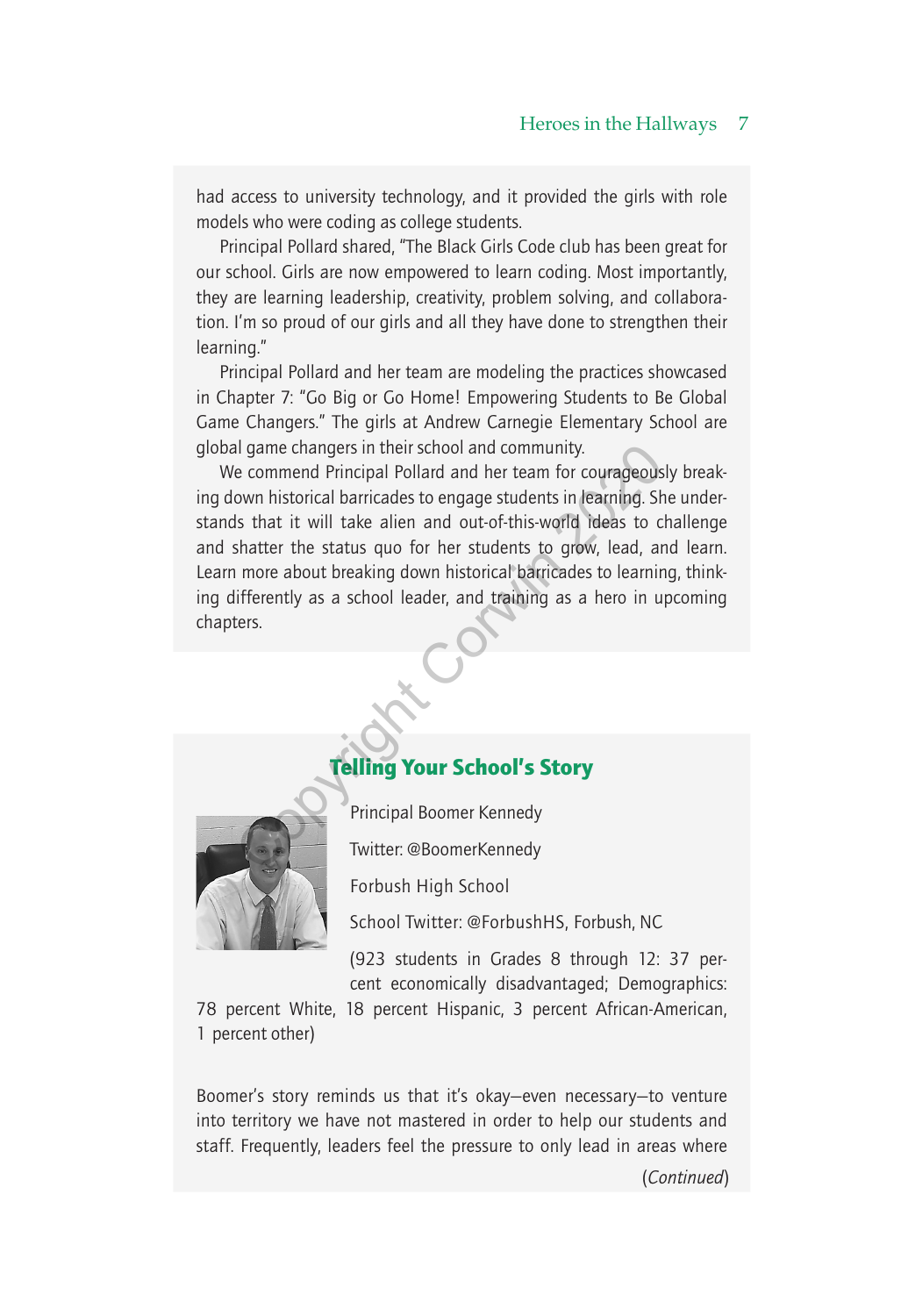had access to university technology, and it provided the girls with role models who were coding as college students.

Principal Pollard shared, "The Black Girls Code club has been great for our school. Girls are now empowered to learn coding. Most importantly, they are learning leadership, creativity, problem solving, and collaboration. I'm so proud of our girls and all they have done to strengthen their learning."

Principal Pollard and her team are modeling the practices showcased in Chapter 7: "Go Big or Go Home! Empowering Students to Be Global Game Changers." The girls at Andrew Carnegie Elementary School are global game changers in their school and community.

We commend Principal Pollard and her team for courageously breaking down historical barricades to engage students in learning. She understands that it will take alien and out-of-this-world ideas to challenge and shatter the status quo for her students to grow, lead, and learn. Learn more about breaking down historical barricades to learning, thinking differently as a school leader, and training as a hero in upcoming chapters.

## Telling Your School's Story

Principal Boomer Kennedy

Twitter: @BoomerKennedy

Forbush High School

School Twitter: @ForbushHS, Forbush, NC

(923 students in Grades 8 through 12: 37 percent economically disadvantaged; Demographics: 78 percent White, 18 percent Hispanic, 3 percent African-American, 1 percent other)

Boomer's story reminds us that it's okay—even necessary—to venture into territory we have not mastered in order to help our students and staff. Frequently, leaders feel the pressure to only lead in areas where

(*Continued*)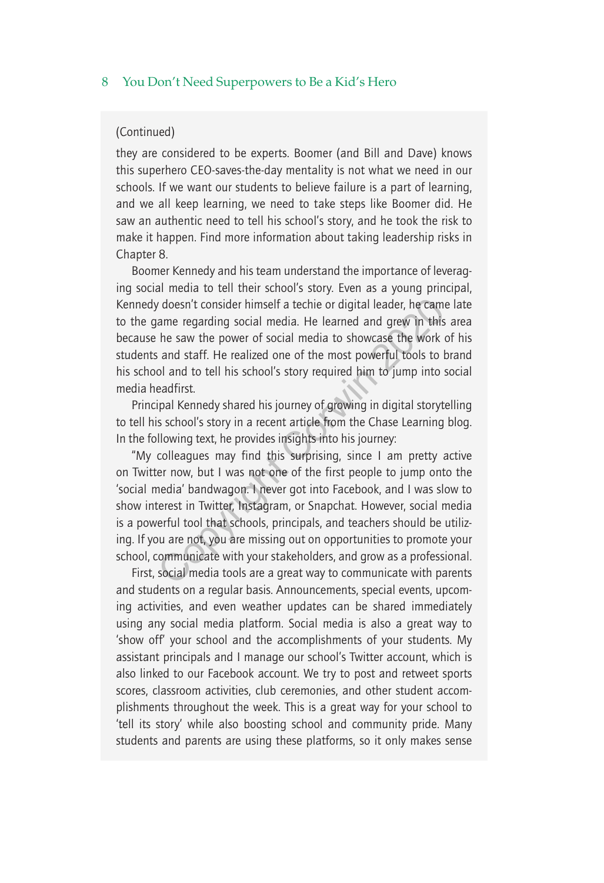(Continued)

they are considered to be experts. Boomer (and Bill and Dave) knows this superhero CEO-saves-the-day mentality is not what we need in our schools. If we want our students to believe failure is a part of learning, and we all keep learning, we need to take steps like Boomer did. He saw an authentic need to tell his school's story, and he took the risk to make it happen. Find more information about taking leadership risks in Chapter 8.

Boomer Kennedy and his team understand the importance of leveraging social media to tell their school's story. Even as a young principal, Kennedy doesn't consider himself a techie or digital leader, he came late to the game regarding social media. He learned and grew in this area because he saw the power of social media to showcase the work of his students and staff. He realized one of the most powerful tools to brand his school and to tell his school's story required him to jump into social media headfirst.

Principal Kennedy shared his journey of growing in digital storytelling to tell his school's story in a recent article from the Chase Learning blog. In the following text, he provides insights into his journey:

"My colleagues may find this surprising, since I am pretty active on Twitter now, but I was not one of the first people to jump onto the 'social media' bandwagon. I never got into Facebook, and I was slow to show interest in Twitter, Instagram, or Snapchat. However, social media is a powerful tool that schools, principals, and teachers should be utilizing. If you are not, you are missing out on opportunities to promote your school, communicate with your stakeholders, and grow as a professional.

First, social media tools are a great way to communicate with parents and students on a regular basis. Announcements, special events, upcoming activities, and even weather updates can be shared immediately using any social media platform. Social media is also a great way to 'show off' your school and the accomplishments of your students. My assistant principals and I manage our school's Twitter account, which is also linked to our Facebook account. We try to post and retweet sports scores, classroom activities, club ceremonies, and other student accomplishments throughout the week. This is a great way for your school to 'tell its story' while also boosting school and community pride. Many students and parents are using these platforms, so it only makes sense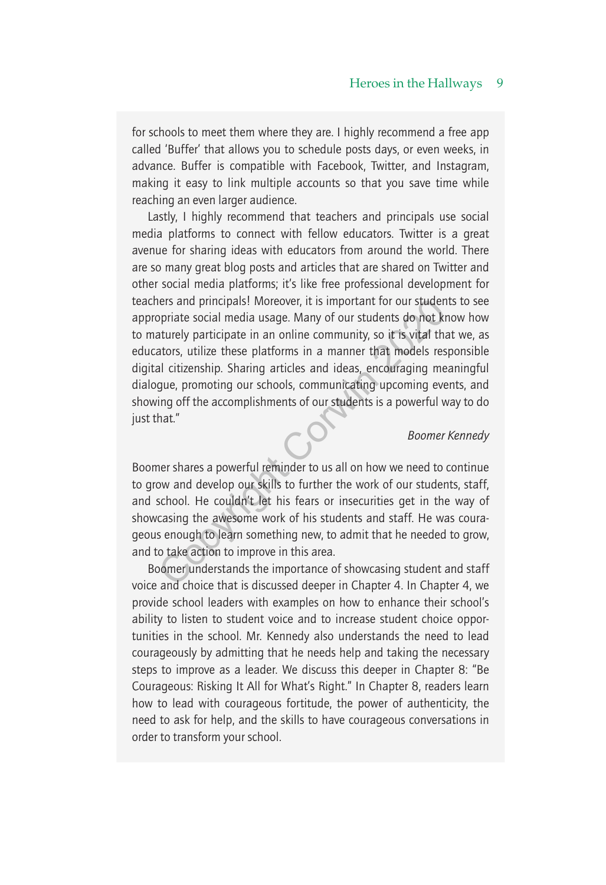for schools to meet them where they are. I highly recommend a free app called 'Buffer' that allows you to schedule posts days, or even weeks, in advance. Buffer is compatible with Facebook, Twitter, and Instagram, making it easy to link multiple accounts so that you save time while reaching an even larger audience.

Lastly, I highly recommend that teachers and principals use social media platforms to connect with fellow educators. Twitter is a great avenue for sharing ideas with educators from around the world. There are so many great blog posts and articles that are shared on Twitter and other social media platforms; it's like free professional development for teachers and principals! Moreover, it is important for our students to see appropriate social media usage. Many of our students do not know how to maturely participate in an online community, so it is vital that we, as educators, utilize these platforms in a manner that models responsible digital citizenship. Sharing articles and ideas, encouraging meaningful dialogue, promoting our schools, communicating upcoming events, and showing off the accomplishments of our students is a powerful way to do just that."

*Boomer Kennedy*

Boomer shares a powerful reminder to us all on how we need to continue to grow and develop our skills to further the work of our students, staff, and school. He couldn't let his fears or insecurities get in the way of showcasing the awesome work of his students and staff. He was courageous enough to learn something new, to admit that he needed to grow, and to take action to improve in this area.

Boomer understands the importance of showcasing student and staff voice and choice that is discussed deeper in Chapter 4. In Chapter 4, we provide school leaders with examples on how to enhance their school's ability to listen to student voice and to increase student choice opportunities in the school. Mr. Kennedy also understands the need to lead courageously by admitting that he needs help and taking the necessary steps to improve as a leader. We discuss this deeper in Chapter 8: "Be Courageous: Risking It All for What's Right." In Chapter 8, readers learn how to lead with courageous fortitude, the power of authenticity, the need to ask for help, and the skills to have courageous conversations in order to transform your school.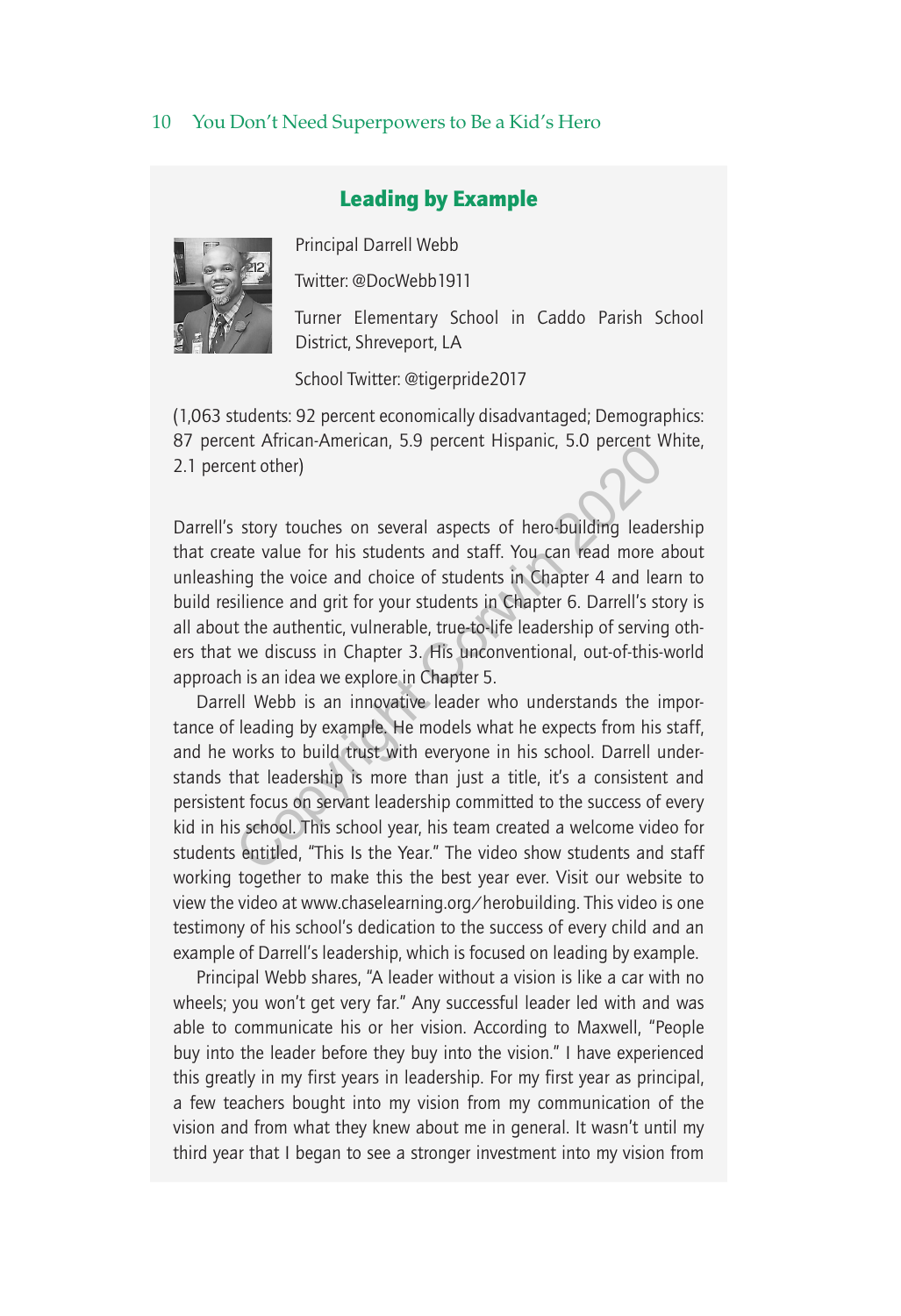## Leading by Example

Principal Darrell Webb

Twitter: @DocWebb1911

Turner Elementary School in Caddo Parish School District, Shreveport, LA

School Twitter: @tigerpride2017

(1,063 students: 92 percent economically disadvantaged; Demographics: 87 percent African-American, 5.9 percent Hispanic, 5.0 percent White, 2.1 percent other)

Darrell's story touches on several aspects of hero-building leadership that create value for his students and staff. You can read more about unleashing the voice and choice of students in Chapter 4 and learn to build resilience and grit for your students in Chapter 6. Darrell's story is all about the authentic, vulnerable, true-to-life leadership of serving others that we discuss in Chapter 3. His unconventional, out-of-this-world approach is an idea we explore in Chapter 5.

Darrell Webb is an innovative leader who understands the importance of leading by example. He models what he expects from his staff, and he works to build trust with everyone in his school. Darrell understands that leadership is more than just a title, it's a consistent and persistent focus on servant leadership committed to the success of every kid in his school. This school year, his team created a welcome video for students entitled, "This Is the Year." The video show students and staff working together to make this the best year ever. Visit our website to view the video at www.chaselearning.org/herobuilding. This video is one testimony of his school's dedication to the success of every child and an example of Darrell's leadership, which is focused on leading by example.

Principal Webb shares, "A leader without a vision is like a car with no wheels; you won't get very far." Any successful leader led with and was able to communicate his or her vision. According to Maxwell, "People buy into the leader before they buy into the vision." I have experienced this greatly in my first years in leadership. For my first year as principal, a few teachers bought into my vision from my communication of the vision and from what they knew about me in general. It wasn't until my third year that I began to see a stronger investment into my vision from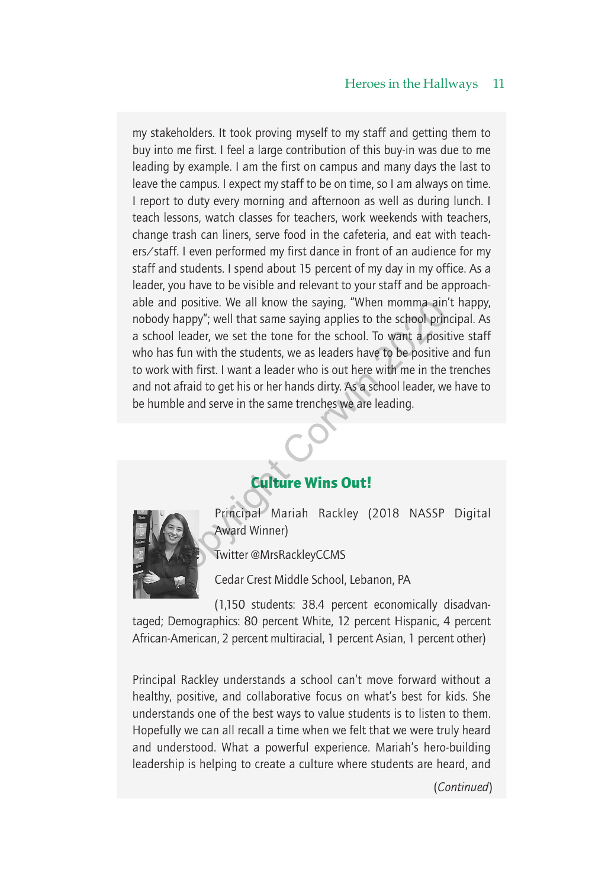my stakeholders. It took proving myself to my staff and getting them to buy into me first. I feel a large contribution of this buy-in was due to me leading by example. I am the first on campus and many days the last to leave the campus. I expect my staff to be on time, so I am always on time. I report to duty every morning and afternoon as well as during lunch. I teach lessons, watch classes for teachers, work weekends with teachers, change trash can liners, serve food in the cafeteria, and eat with teachers/staff. I even performed my first dance in front of an audience for my staff and students. I spend about 15 percent of my day in my office. As a leader, you have to be visible and relevant to your staff and be approachable and positive. We all know the saying, "When momma ain't happy, nobody happy"; well that same saying applies to the school principal. As a school leader, we set the tone for the school. To want a positive staff who has fun with the students, we as leaders have to be positive and fun to work with first. I want a leader who is out here with me in the trenches and not afraid to get his or her hands dirty. As a school leader, we have to be humble and serve in the same trenches we are leading.

## Culture Wins Out!

Principal Mariah Rackley (2018 NASSP Digital Award Winner)

Twitter @MrsRackleyCCMS

Cedar Crest Middle School, Lebanon, PA

(1,150 students: 38.4 percent economically disadvantaged; Demographics: 80 percent White, 12 percent Hispanic, 4 percent African-American, 2 percent multiracial, 1 percent Asian, 1 percent other)

Principal Rackley understands a school can't move forward without a healthy, positive, and collaborative focus on what's best for kids. She understands one of the best ways to value students is to listen to them. Hopefully we can all recall a time when we felt that we were truly heard and understood. What a powerful experience. Mariah's hero-building leadership is helping to create a culture where students are heard, and

(*Continued*)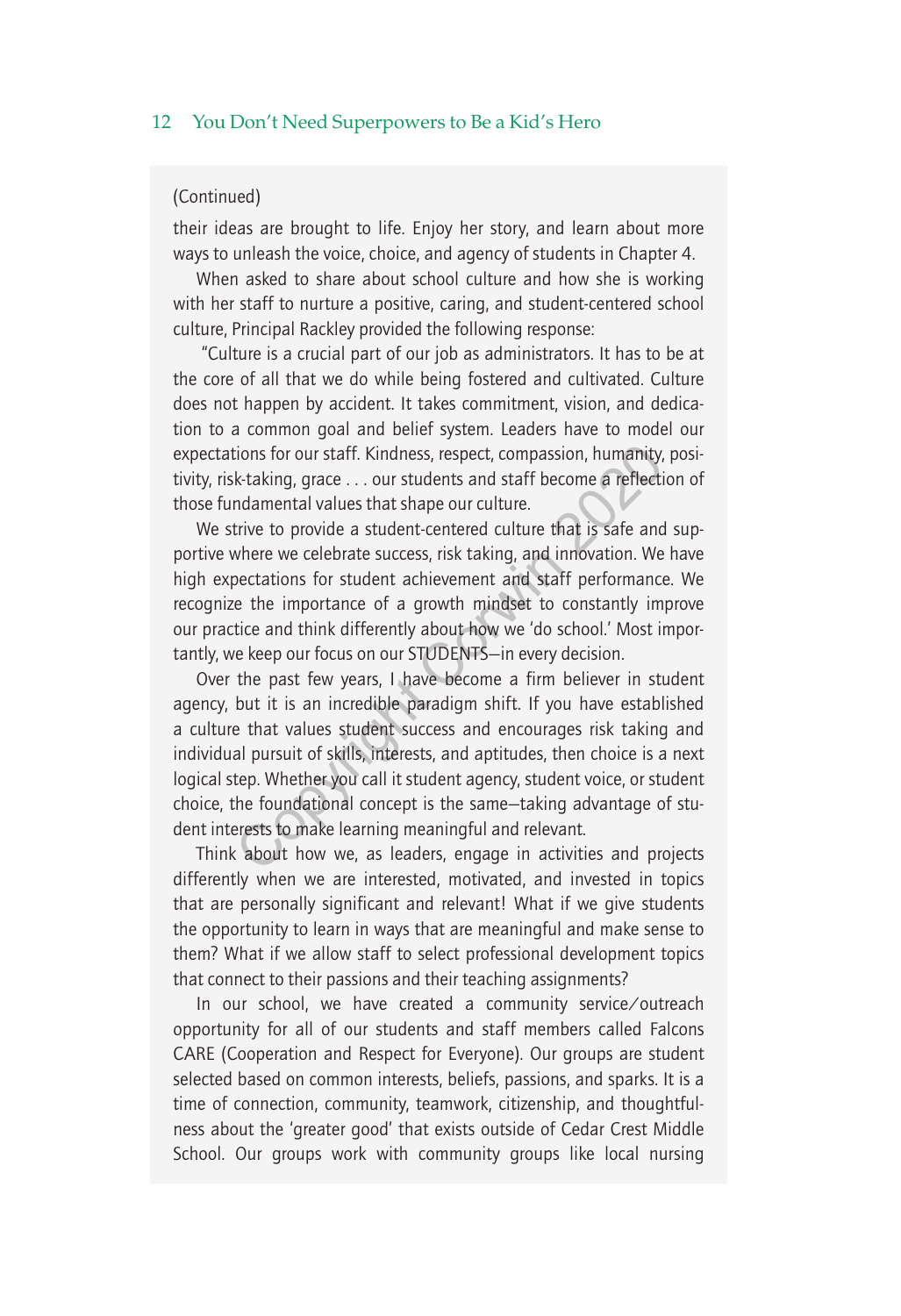(Continued)

their ideas are brought to life. Enjoy her story, and learn about more ways to unleash the voice, choice, and agency of students in Chapter 4.

When asked to share about school culture and how she is working with her staff to nurture a positive, caring, and student-centered school culture, Principal Rackley provided the following response:

"Culture is a crucial part of our job as administrators. It has to be at the core of all that we do while being fostered and cultivated. Culture does not happen by accident. It takes commitment, vision, and dedication to a common goal and belief system. Leaders have to model our expectations for our staff. Kindness, respect, compassion, humanity, positivity, risk-taking, grace . . . our students and staff become a reflection of those fundamental values that shape our culture.

We strive to provide a student-centered culture that is safe and supportive where we celebrate success, risk taking, and innovation. We have high expectations for student achievement and staff performance. We recognize the importance of a growth mindset to constantly improve our practice and think differently about how we 'do school.' Most importantly, we keep our focus on our STUDENTS—in every decision.

Over the past few years, I have become a firm believer in student agency, but it is an incredible paradigm shift. If you have established a culture that values student success and encourages risk taking and individual pursuit of skills, interests, and aptitudes, then choice is a next logical step. Whether you call it student agency, student voice, or student choice, the foundational concept is the same—taking advantage of student interests to make learning meaningful and relevant.

Think about how we, as leaders, engage in activities and projects differently when we are interested, motivated, and invested in topics that are personally significant and relevant! What if we give students the opportunity to learn in ways that are meaningful and make sense to them? What if we allow staff to select professional development topics that connect to their passions and their teaching assignments?

In our school, we have created a community service/outreach opportunity for all of our students and staff members called Falcons CARE (Cooperation and Respect for Everyone). Our groups are student selected based on common interests, beliefs, passions, and sparks. It is a time of connection, community, teamwork, citizenship, and thoughtfulness about the 'greater good' that exists outside of Cedar Crest Middle School. Our groups work with community groups like local nursing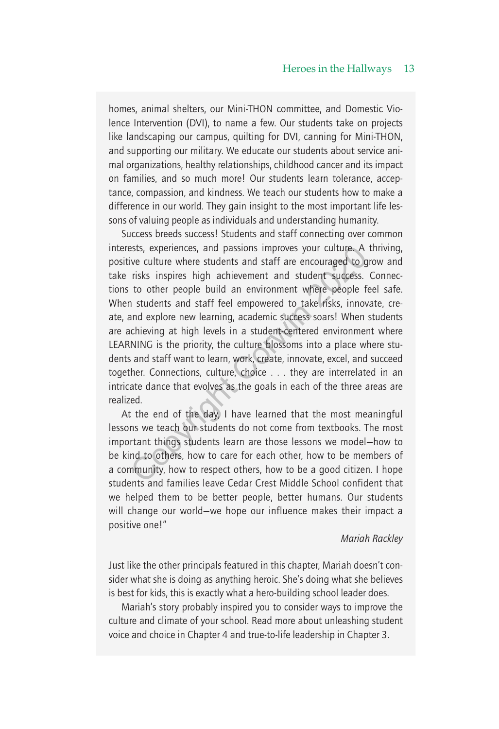homes, animal shelters, our Mini-THON committee, and Domestic Violence Intervention (DVI), to name a few. Our students take on projects like landscaping our campus, quilting for DVI, canning for Mini-THON, and supporting our military. We educate our students about service animal organizations, healthy relationships, childhood cancer and its impact on families, and so much more! Our students learn tolerance, acceptance, compassion, and kindness. We teach our students how to make a difference in our world. They gain insight to the most important life lessons of valuing people as individuals and understanding humanity.

Success breeds success! Students and staff connecting over common interests, experiences, and passions improves your culture. A thriving, positive culture where students and staff are encouraged to grow and take risks inspires high achievement and student success. Connections to other people build an environment where people feel safe. When students and staff feel empowered to take risks, innovate, create, and explore new learning, academic success soars! When students are achieving at high levels in a student-centered environment where LEARNING is the priority, the culture blossoms into a place where students and staff want to learn, work, create, innovate, excel, and succeed together. Connections, culture, choice . . . they are interrelated in an intricate dance that evolves as the goals in each of the three areas are realized.

At the end of the day, I have learned that the most meaningful lessons we teach our students do not come from textbooks. The most important things students learn are those lessons we model—how to be kind to others, how to care for each other, how to be members of a community, how to respect others, how to be a good citizen. I hope students and families leave Cedar Crest Middle School confident that we helped them to be better people, better humans. Our students will change our world—we hope our influence makes their impact a positive one!"

*Mariah Rackley*

Just like the other principals featured in this chapter, Mariah doesn't consider what she is doing as anything heroic. She's doing what she believes is best for kids, this is exactly what a hero-building school leader does.

Mariah's story probably inspired you to consider ways to improve the culture and climate of your school. Read more about unleashing student voice and choice in Chapter 4 and true-to-life leadership in Chapter 3.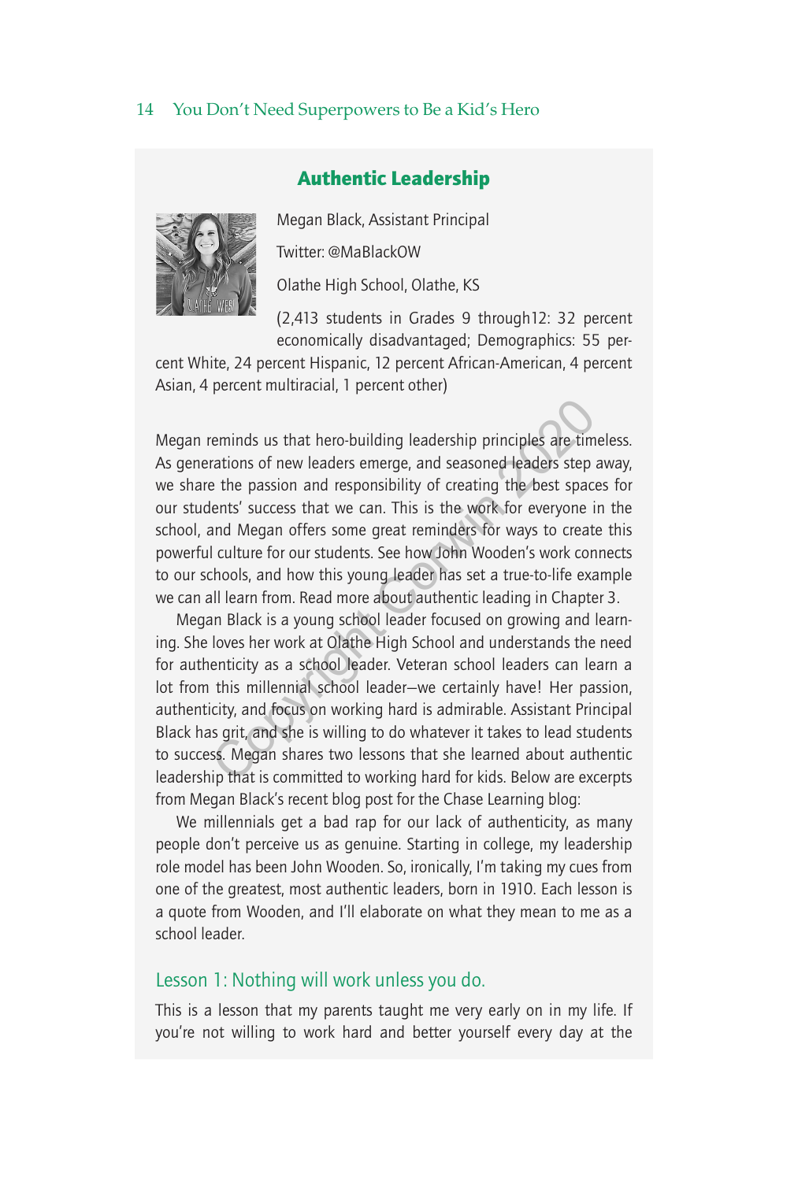## Authentic Leadership

Megan Black, Assistant Principal

Twitter: @MaBlackOW

Olathe High School, Olathe, KS

(2,413 students in Grades 9 through12: 32 percent economically disadvantaged; Demographics: 55 percent White, 24 percent Hispanic, 12 percent African-American, 4 percent Asian, 4 percent multiracial, 1 percent other)

Megan reminds us that hero-building leadership principles are timeless. As generations of new leaders emerge, and seasoned leaders step away, we share the passion and responsibility of creating the best spaces for our students' success that we can. This is the work for everyone in the school, and Megan offers some great reminders for ways to create this powerful culture for our students. See how John Wooden's work connects to our schools, and how this young leader has set a true-to-life example we can all learn from. Read more about authentic leading in Chapter 3.

Megan Black is a young school leader focused on growing and learning. She loves her work at Olathe High School and understands the need for authenticity as a school leader. Veteran school leaders can learn a lot from this millennial school leader—we certainly have! Her passion, authenticity, and focus on working hard is admirable. Assistant Principal Black has grit, and she is willing to do whatever it takes to lead students to success. Megan shares two lessons that she learned about authentic leadership that is committed to working hard for kids. Below are excerpts from Megan Black's recent blog post for the Chase Learning blog:

We millennials get a bad rap for our lack of authenticity, as many people don't perceive us as genuine. Starting in college, my leadership role model has been John Wooden. So, ironically, I'm taking my cues from one of the greatest, most authentic leaders, born in 1910. Each lesson is a quote from Wooden, and I'll elaborate on what they mean to me as a school leader.

### Lesson 1: Nothing will work unless you do.

This is a lesson that my parents taught me very early on in my life. If you're not willing to work hard and better yourself every day at the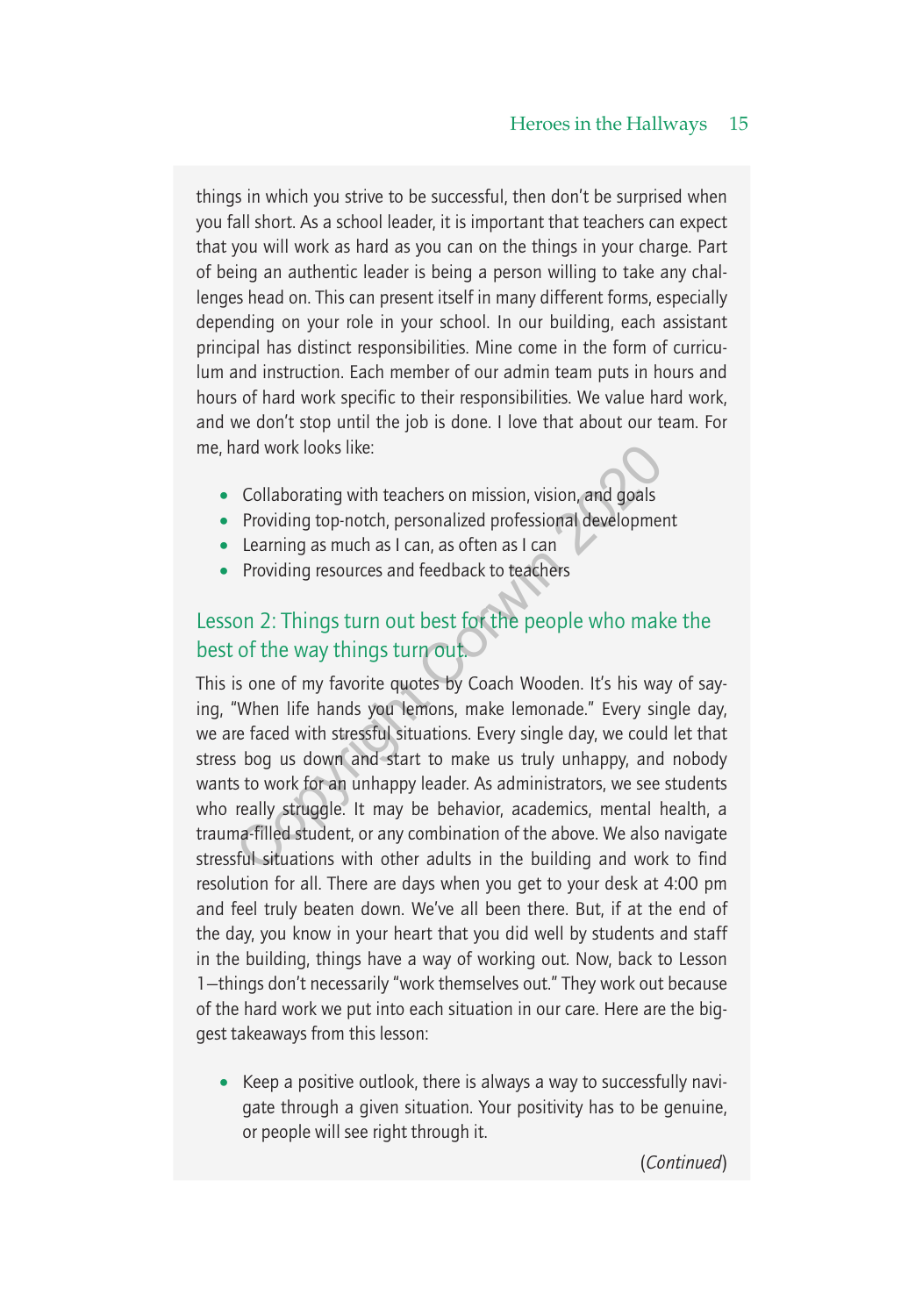things in which you strive to be successful, then don't be surprised when you fall short. As a school leader, it is important that teachers can expect that you will work as hard as you can on the things in your charge. Part of being an authentic leader is being a person willing to take any challenges head on. This can present itself in many different forms, especially depending on your role in your school. In our building, each assistant principal has distinct responsibilities. Mine come in the form of curriculum and instruction. Each member of our admin team puts in hours and hours of hard work specific to their responsibilities. We value hard work, and we don't stop until the job is done. I love that about our team. For me, hard work looks like:

- Collaborating with teachers on mission, vision, and goals
- Providing top-notch, personalized professional development
- Learning as much as I can, as often as I can
- Providing resources and feedback to teachers

## Lesson 2: Things turn out best for the people who make the best of the way things turn out.

This is one of my favorite quotes by Coach Wooden. It's his way of saying, "When life hands you lemons, make lemonade." Every single day, we are faced with stressful situations. Every single day, we could let that stress bog us down and start to make us truly unhappy, and nobody wants to work for an unhappy leader. As administrators, we see students who really struggle. It may be behavior, academics, mental health, a trauma-filled student, or any combination of the above. We also navigate stressful situations with other adults in the building and work to find resolution for all. There are days when you get to your desk at 4:00 pm and feel truly beaten down. We've all been there. But, if at the end of the day, you know in your heart that you did well by students and staff in the building, things have a way of working out. Now, back to Lesson 1—things don't necessarily "work themselves out." They work out because of the hard work we put into each situation in our care. Here are the biggest takeaways from this lesson:

- Keep a positive outlook, there is always a way to successfully navigate through a given situation. Your positivity has to be genuine, or people will see right through it.

(*Continued*)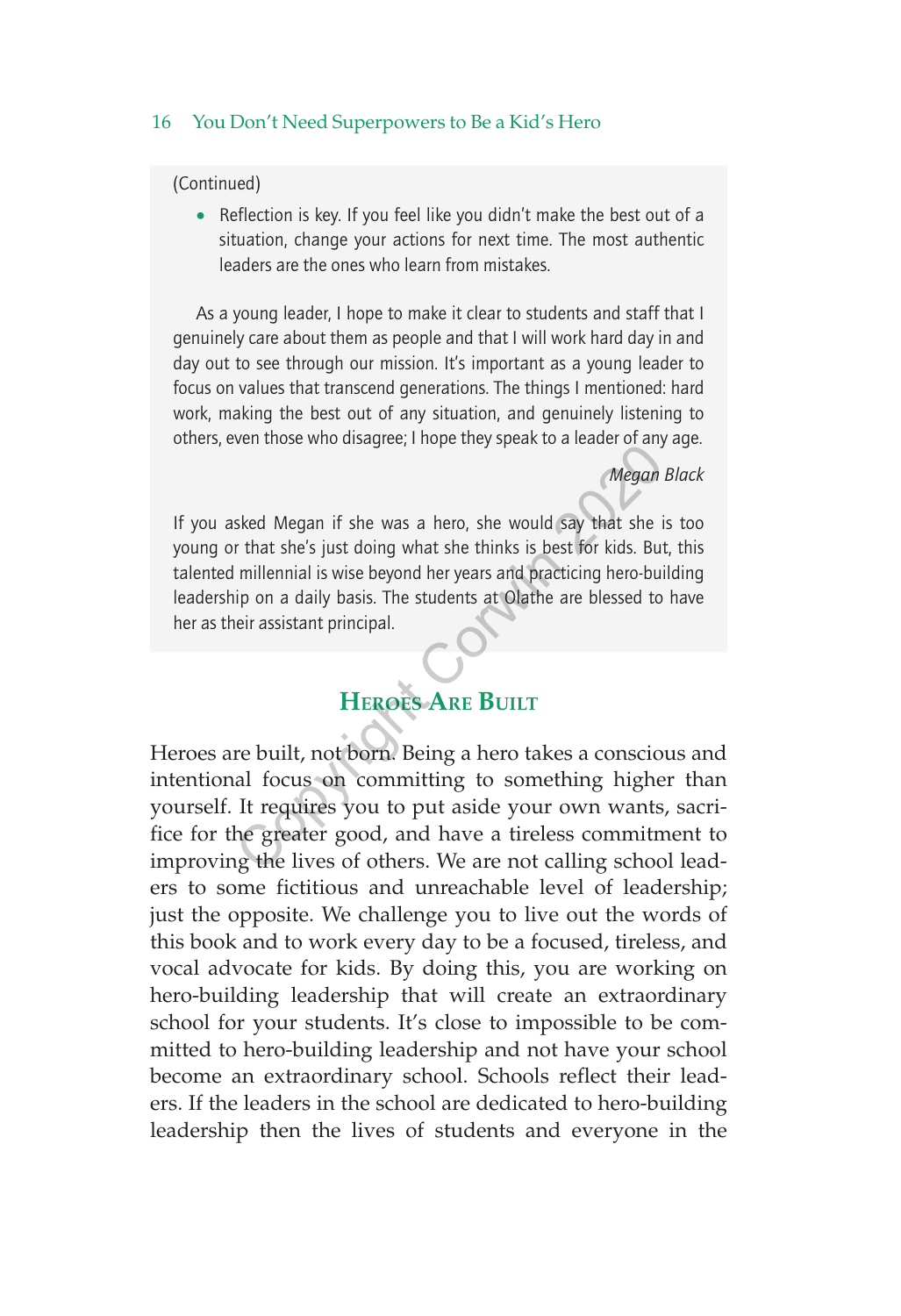(Continued)

- Reflection is key. If you feel like you didn't make the best out of a situation, change your actions for next time. The most authentic leaders are the ones who learn from mistakes.

As a young leader, I hope to make it clear to students and staff that I genuinely care about them as people and that I will work hard day in and day out to see through our mission. It's important as a young leader to focus on values that transcend generations. The things I mentioned: hard work, making the best out of any situation, and genuinely listening to others, even those who disagree; I hope they speak to a leader of any age.

*Megan Black*

If you asked Megan if she was a hero, she would say that she is too young or that she's just doing what she thinks is best for kids. But, this talented millennial is wise beyond her years and practicing hero-building leadership on a daily basis. The students at Olathe are blessed to have her as their assistant principal.

## Heroes Are Built

Heroes are built, not born. Being a hero takes a conscious and intentional focus on committing to something higher than yourself. It requires you to put aside your own wants, sacrifice for the greater good, and have a tireless commitment to improving the lives of others. We are not calling school leaders to some fictitious and unreachable level of leadership; just the opposite. We challenge you to live out the words of this book and to work every day to be a focused, tireless, and vocal advocate for kids. By doing this, you are working on hero-building leadership that will create an extraordinary school for your students. It's close to impossible to be committed to hero-building leadership and not have your school become an extraordinary school. Schools reflect their leaders. If the leaders in the school are dedicated to hero-building leadership then the lives of students and everyone in the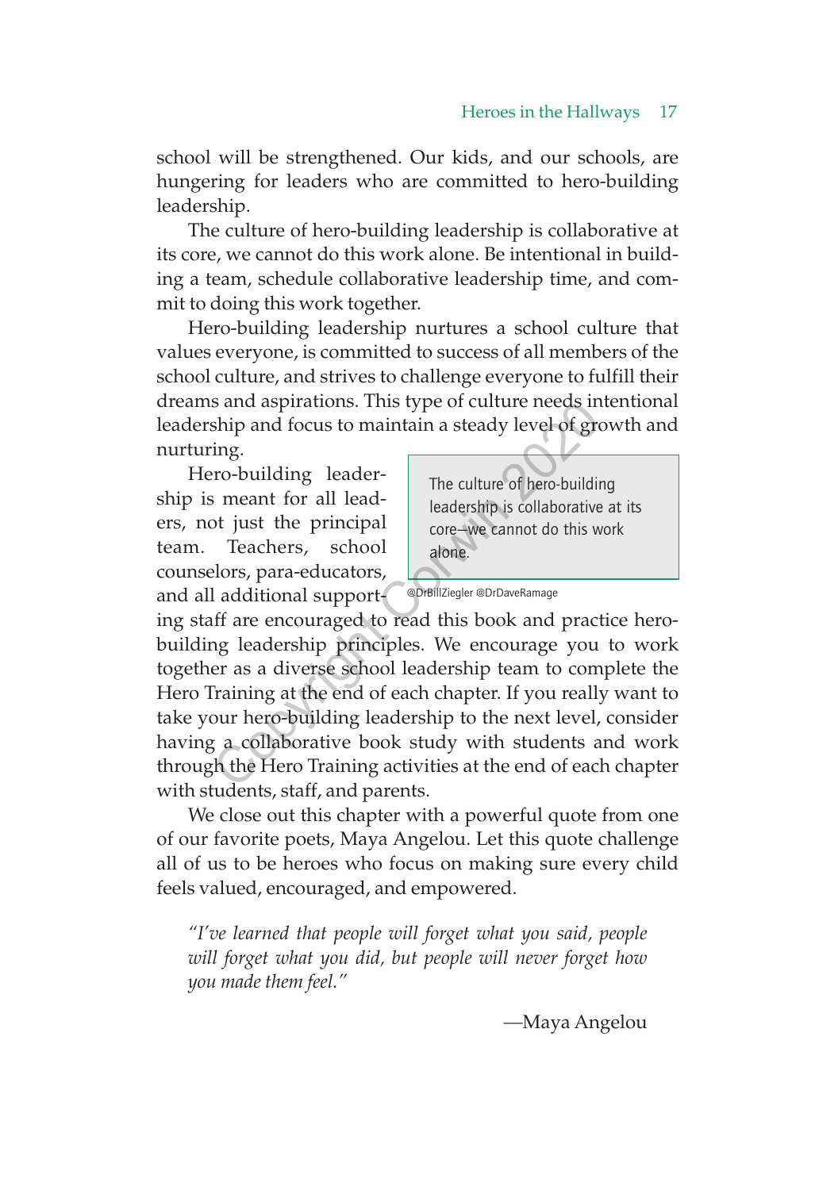school will be strengthened. Our kids, and our schools, are hungering for leaders who are committed to hero-building leadership.

The culture of hero-building leadership is collaborative at its core, we cannot do this work alone. Be intentional in building a team, schedule collaborative leadership time, and commit to doing this work together.

Hero-building leadership nurtures a school culture that values everyone, is committed to success of all members of the school culture, and strives to challenge everyone to fulfill their dreams and aspirations. This type of culture needs intentional leadership and focus to maintain a steady level of growth and nurturing.

> The culture of hero-building leadership is collaborative at its core—we cannot do this work alone.
>
> @DrBillZiegler @DrDaveRamage

Hero-building leadership is meant for all leaders, not just the principal team. Teachers, school counselors, para-educators, and all additional supporting staff are encouraged to read this book and practice hero-building leadership principles. We encourage you to work together as a diverse school leadership team to complete the Hero Training at the end of each chapter. If you really want to take your hero-building leadership to the next level, consider having a collaborative book study with students and work through the Hero Training activities at the end of each chapter with students, staff, and parents.

We close out this chapter with a powerful quote from one of our favorite poets, Maya Angelou. Let this quote challenge all of us to be heroes who focus on making sure every child feels valued, encouraged, and empowered.

> *"I've learned that people will forget what you said, people will forget what you did, but people will never forget how you made them feel."*
>
> —Maya Angelou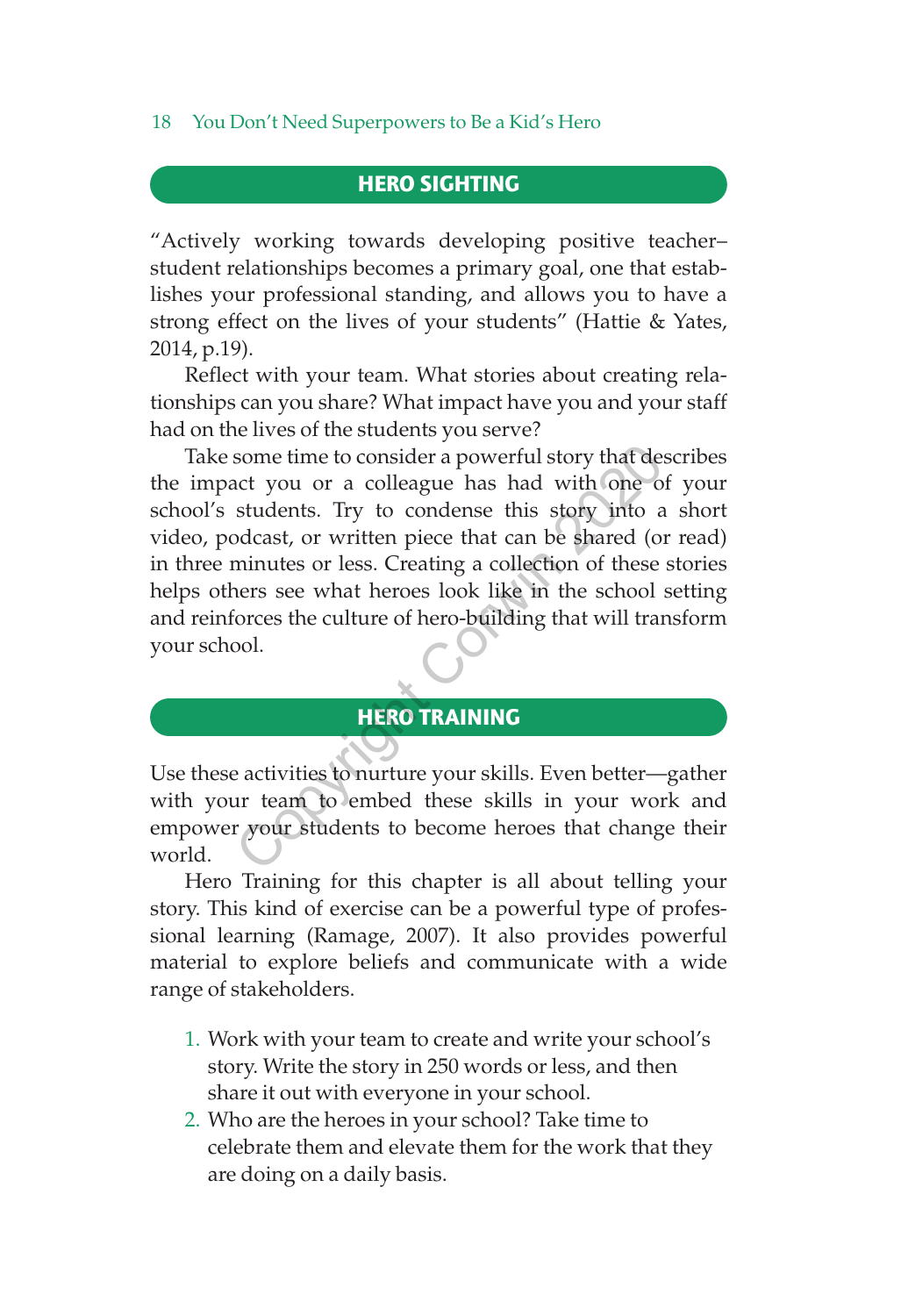## HERO SIGHTING

"Actively working towards developing positive teacher–student relationships becomes a primary goal, one that establishes your professional standing, and allows you to have a strong effect on the lives of your students" (Hattie & Yates, 2014, p.19).

Reflect with your team. What stories about creating relationships can you share? What impact have you and your staff had on the lives of the students you serve?

Take some time to consider a powerful story that describes the impact you or a colleague has had with one of your school's students. Try to condense this story into a short video, podcast, or written piece that can be shared (or read) in three minutes or less. Creating a collection of these stories helps others see what heroes look like in the school setting and reinforces the culture of hero-building that will transform your school.

## HERO TRAINING

Use these activities to nurture your skills. Even better—gather with your team to embed these skills in your work and empower your students to become heroes that change their world.

Hero Training for this chapter is all about telling your story. This kind of exercise can be a powerful type of professional learning (Ramage, 2007). It also provides powerful material to explore beliefs and communicate with a wide range of stakeholders.

1. Work with your team to create and write your school's story. Write the story in 250 words or less, and then share it out with everyone in your school.
2. Who are the heroes in your school? Take time to celebrate them and elevate them for the work that they are doing on a daily basis.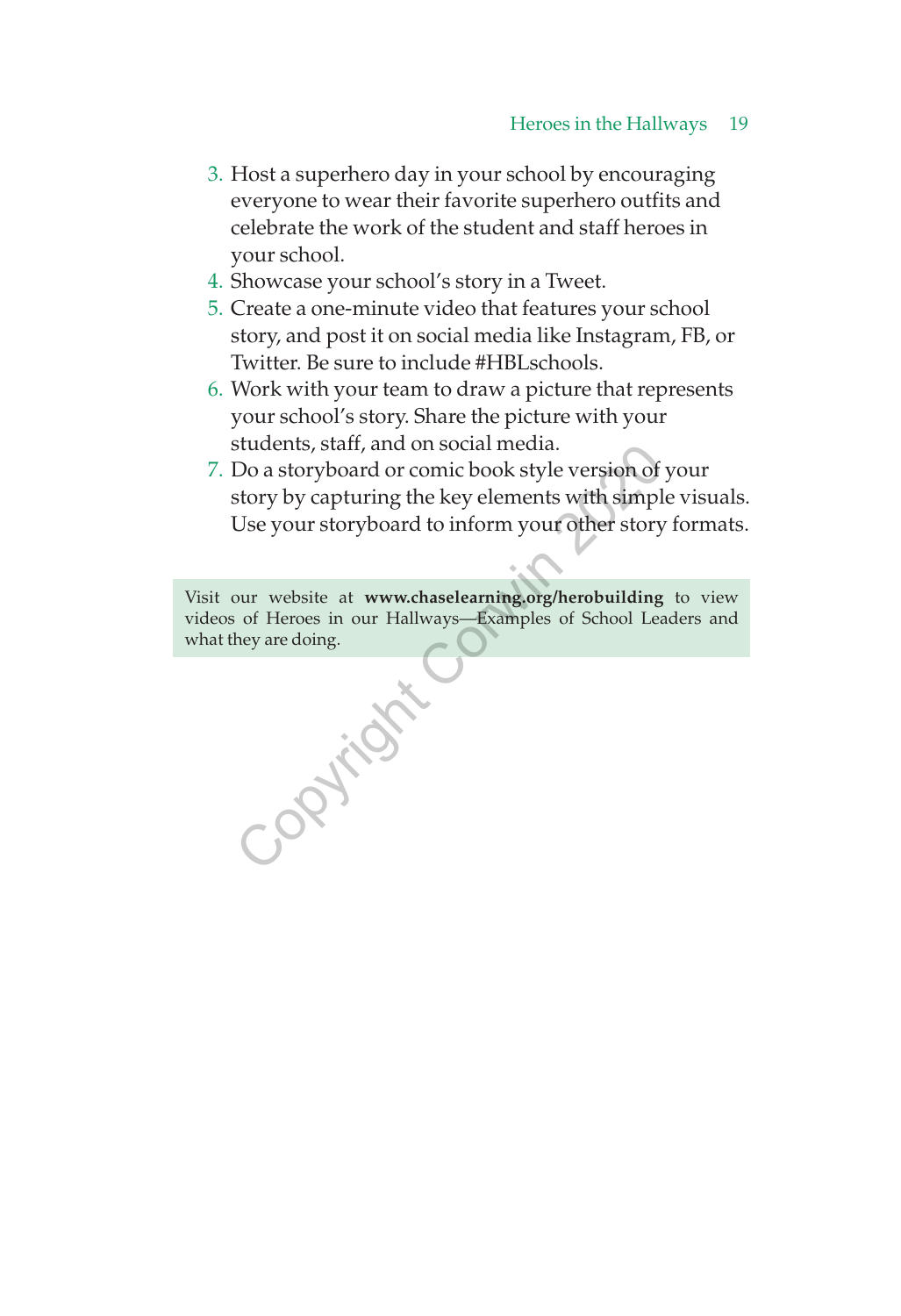3. Host a superhero day in your school by encouraging everyone to wear their favorite superhero outfits and celebrate the work of the student and staff heroes in your school.
4. Showcase your school's story in a Tweet.
5. Create a one-minute video that features your school story, and post it on social media like Instagram, FB, or Twitter. Be sure to include #HBLschools.
6. Work with your team to draw a picture that represents your school's story. Share the picture with your students, staff, and on social media.
7. Do a storyboard or comic book style version of your story by capturing the key elements with simple visuals. Use your storyboard to inform your other story formats.

Visit our website at **www.chaselearning.org/herobuilding** to view videos of Heroes in our Hallways—Examples of School Leaders and what they are doing.